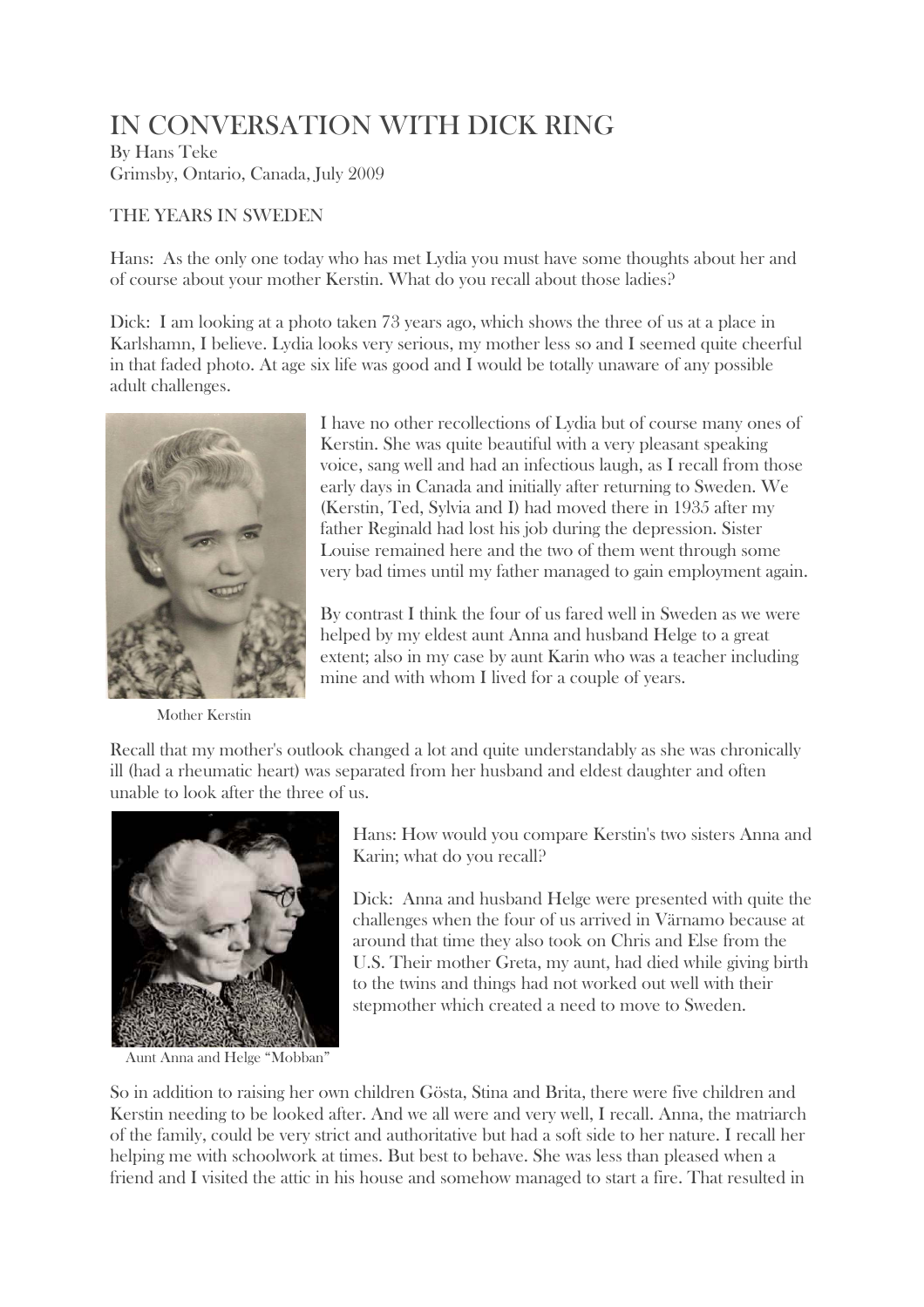# IN CONVERSATION WITH DICK RING

By Hans Teke
Grimsby, Ontario, Canada, July 2009

## THE YEARS IN SWEDEN

Hans: As the only one today who has met Lydia you must have some thoughts about her and of course about your mother Kerstin. What do you recall about those ladies?

Dick: I am looking at a photo taken 73 years ago, which shows the three of us at a place in Karlshamn, I believe. Lydia looks very serious, my mother less so and I seemed quite cheerful in that faded photo. At age six life was good and I would be totally unaware of any possible adult challenges.

I have no other recollections of Lydia but of course many ones of Kerstin. She was quite beautiful with a very pleasant speaking voice, sang well and had an infectious laugh, as I recall from those early days in Canada and initially after returning to Sweden. We (Kerstin, Ted, Sylvia and I) had moved there in 1935 after my father Reginald had lost his job during the depression. Sister Louise remained here and the two of them went through some very bad times until my father managed to gain employment again.

By contrast I think the four of us fared well in Sweden as we were helped by my eldest aunt Anna and husband Helge to a great extent; also in my case by aunt Karin who was a teacher including mine and with whom I lived for a couple of years.

Mother Kerstin

Recall that my mother's outlook changed a lot and quite understandably as she was chronically ill (had a rheumatic heart) was separated from her husband and eldest daughter and often unable to look after the three of us.

Hans: How would you compare Kerstin's two sisters Anna and Karin; what do you recall?

Dick: Anna and husband Helge were presented with quite the challenges when the four of us arrived in Värnamo because at around that time they also took on Chris and Else from the U.S. Their mother Greta, my aunt, had died while giving birth to the twins and things had not worked out well with their stepmother which created a need to move to Sweden.

Aunt Anna and Helge "Mobban"

So in addition to raising her own children Gösta, Stina and Brita, there were five children and Kerstin needing to be looked after. And we all were and very well, I recall. Anna, the matriarch of the family, could be very strict and authoritative but had a soft side to her nature. I recall her helping me with schoolwork at times. But best to behave. She was less than pleased when a friend and I visited the attic in his house and somehow managed to start a fire. That resulted in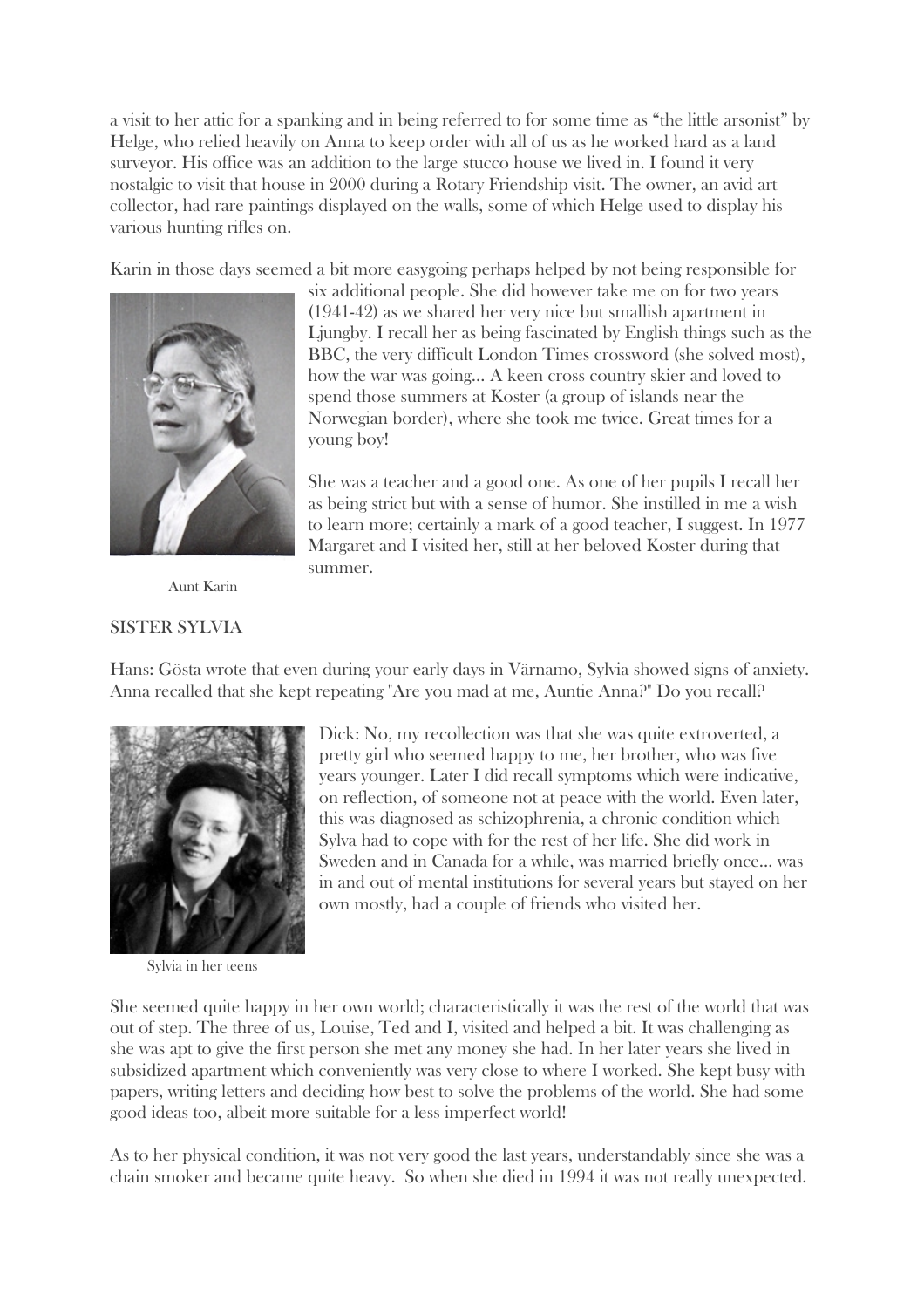a visit to her attic for a spanking and in being referred to for some time as "the little arsonist" by Helge, who relied heavily on Anna to keep order with all of us as he worked hard as a land surveyor. His office was an addition to the large stucco house we lived in. I found it very nostalgic to visit that house in 2000 during a Rotary Friendship visit. The owner, an avid art collector, had rare paintings displayed on the walls, some of which Helge used to display his various hunting rifles on.

Karin in those days seemed a bit more easygoing perhaps helped by not being responsible for six additional people. She did however take me on for two years (1941-42) as we shared her very nice but smallish apartment in Ljungby. I recall her as being fascinated by English things such as the BBC, the very difficult London Times crossword (she solved most), how the war was going... A keen cross country skier and loved to spend those summers at Koster (a group of islands near the Norwegian border), where she took me twice. Great times for a young boy!

She was a teacher and a good one. As one of her pupils I recall her as being strict but with a sense of humor. She instilled in me a wish to learn more; certainly a mark of a good teacher, I suggest. In 1977 Margaret and I visited her, still at her beloved Koster during that summer.

Aunt Karin

## SISTER SYLVIA

Hans: Gösta wrote that even during your early days in Värnamo, Sylvia showed signs of anxiety. Anna recalled that she kept repeating "Are you mad at me, Auntie Anna?" Do you recall?

Dick: No, my recollection was that she was quite extroverted, a pretty girl who seemed happy to me, her brother, who was five years younger. Later I did recall symptoms which were indicative, on reflection, of someone not at peace with the world. Even later, this was diagnosed as schizophrenia, a chronic condition which Sylva had to cope with for the rest of her life. She did work in Sweden and in Canada for a while, was married briefly once... was in and out of mental institutions for several years but stayed on her own mostly, had a couple of friends who visited her.

Sylvia in her teens

She seemed quite happy in her own world; characteristically it was the rest of the world that was out of step. The three of us, Louise, Ted and I, visited and helped a bit. It was challenging as she was apt to give the first person she met any money she had. In her later years she lived in subsidized apartment which conveniently was very close to where I worked. She kept busy with papers, writing letters and deciding how best to solve the problems of the world. She had some good ideas too, albeit more suitable for a less imperfect world!

As to her physical condition, it was not very good the last years, understandably since she was a chain smoker and became quite heavy. So when she died in 1994 it was not really unexpected.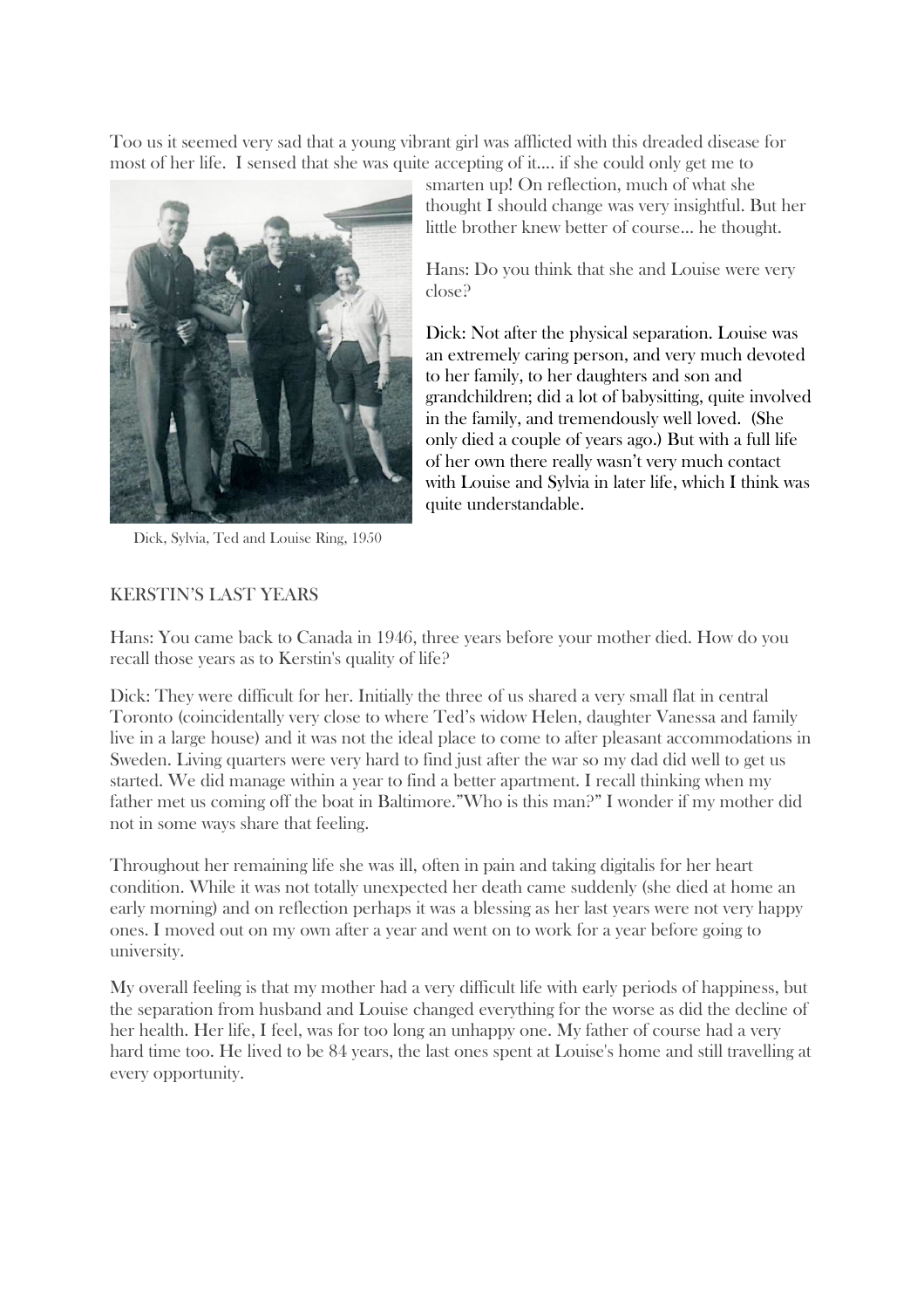Too us it seemed very sad that a young vibrant girl was afflicted with this dreaded disease for most of her life. I sensed that she was quite accepting of it.... if she could only get me to smarten up! On reflection, much of what she thought I should change was very insightful. But her little brother knew better of course... he thought.

Hans: Do you think that she and Louise were very close?

Dick: Not after the physical separation. Louise was an extremely caring person, and very much devoted to her family, to her daughters and son and grandchildren; did a lot of babysitting, quite involved in the family, and tremendously well loved. (She only died a couple of years ago.) But with a full life of her own there really wasn't very much contact with Louise and Sylvia in later life, which I think was quite understandable.

Dick, Sylvia, Ted and Louise Ring, 1950

## KERSTIN'S LAST YEARS

Hans: You came back to Canada in 1946, three years before your mother died. How do you recall those years as to Kerstin's quality of life?

Dick: They were difficult for her. Initially the three of us shared a very small flat in central Toronto (coincidentally very close to where Ted's widow Helen, daughter Vanessa and family live in a large house) and it was not the ideal place to come to after pleasant accommodations in Sweden. Living quarters were very hard to find just after the war so my dad did well to get us started. We did manage within a year to find a better apartment. I recall thinking when my father met us coming off the boat in Baltimore."Who is this man?" I wonder if my mother did not in some ways share that feeling.

Throughout her remaining life she was ill, often in pain and taking digitalis for her heart condition. While it was not totally unexpected her death came suddenly (she died at home an early morning) and on reflection perhaps it was a blessing as her last years were not very happy ones. I moved out on my own after a year and went on to work for a year before going to university.

My overall feeling is that my mother had a very difficult life with early periods of happiness, but the separation from husband and Louise changed everything for the worse as did the decline of her health. Her life, I feel, was for too long an unhappy one. My father of course had a very hard time too. He lived to be 84 years, the last ones spent at Louise's home and still travelling at every opportunity.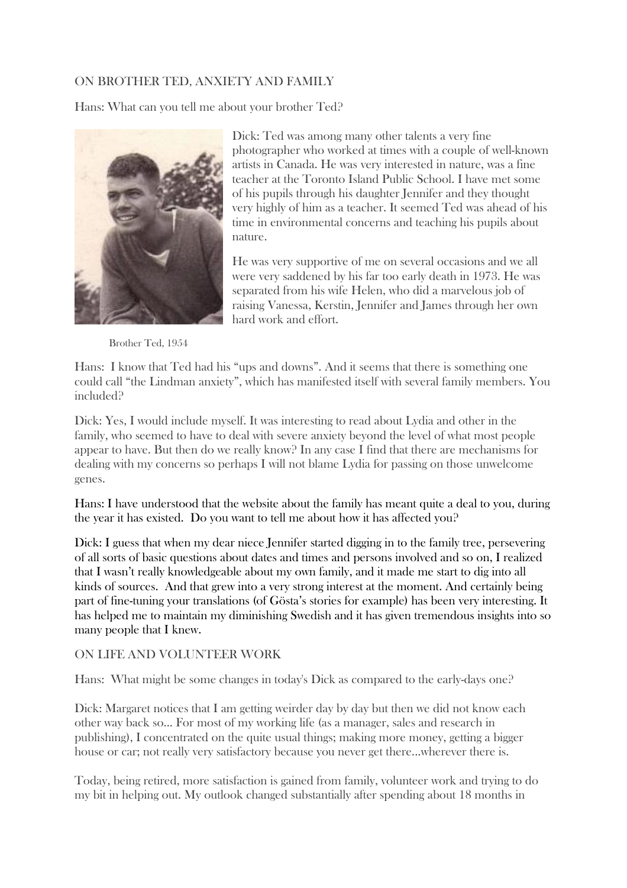ON BROTHER TED, ANXIETY AND FAMILY

Hans: What can you tell me about your brother Ted?

Dick: Ted was among many other talents a very fine photographer who worked at times with a couple of well-known artists in Canada. He was very interested in nature, was a fine teacher at the Toronto Island Public School. I have met some of his pupils through his daughter Jennifer and they thought very highly of him as a teacher. It seemed Ted was ahead of his time in environmental concerns and teaching his pupils about nature.

He was very supportive of me on several occasions and we all were very saddened by his far too early death in 1973. He was separated from his wife Helen, who did a marvelous job of raising Vanessa, Kerstin, Jennifer and James through her own hard work and effort.

Brother Ted, 1954

Hans: I know that Ted had his "ups and downs". And it seems that there is something one could call "the Lindman anxiety", which has manifested itself with several family members. You included?

Dick: Yes, I would include myself. It was interesting to read about Lydia and other in the family, who seemed to have to deal with severe anxiety beyond the level of what most people appear to have. But then do we really know? In any case I find that there are mechanisms for dealing with my concerns so perhaps I will not blame Lydia for passing on those unwelcome genes.

Hans: I have understood that the website about the family has meant quite a deal to you, during the year it has existed. Do you want to tell me about how it has affected you?

Dick: I guess that when my dear niece Jennifer started digging in to the family tree, persevering of all sorts of basic questions about dates and times and persons involved and so on, I realized that I wasn't really knowledgeable about my own family, and it made me start to dig into all kinds of sources. And that grew into a very strong interest at the moment. And certainly being part of fine-tuning your translations (of Gösta's stories for example) has been very interesting. It has helped me to maintain my diminishing Swedish and it has given tremendous insights into so many people that I knew.

ON LIFE AND VOLUNTEER WORK

Hans: What might be some changes in today's Dick as compared to the early-days one?

Dick: Margaret notices that I am getting weirder day by day but then we did not know each other way back so... For most of my working life (as a manager, sales and research in publishing), I concentrated on the quite usual things; making more money, getting a bigger house or car; not really very satisfactory because you never get there...wherever there is.

Today, being retired, more satisfaction is gained from family, volunteer work and trying to do my bit in helping out. My outlook changed substantially after spending about 18 months in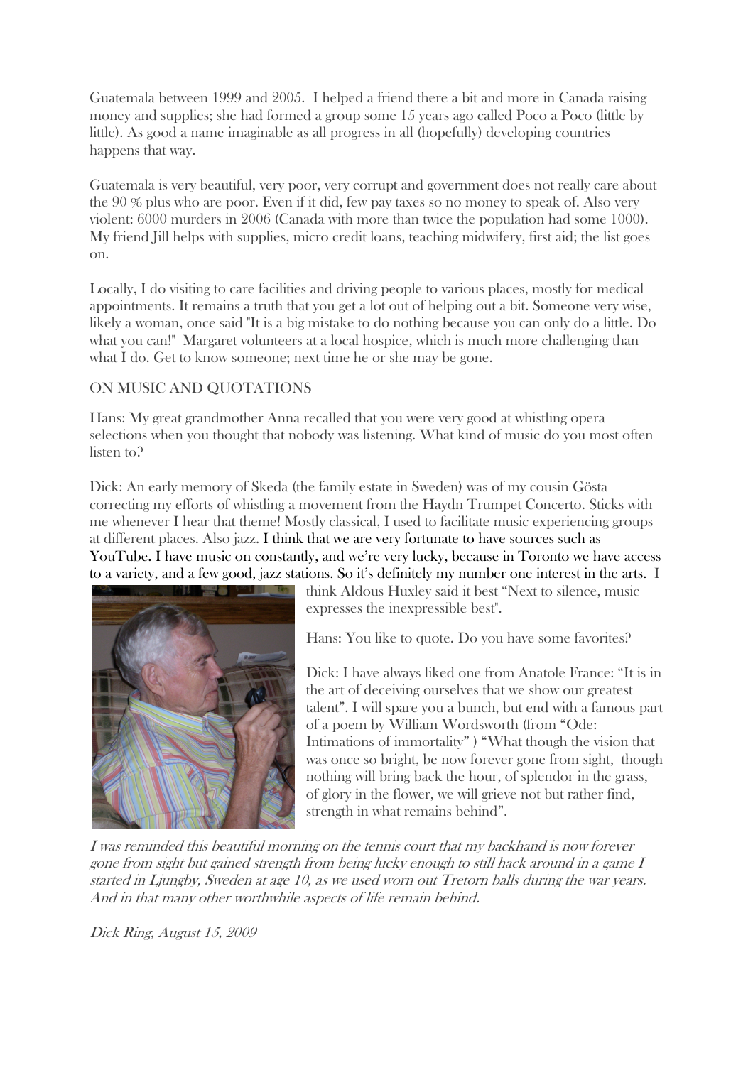Guatemala between 1999 and 2005. I helped a friend there a bit and more in Canada raising money and supplies; she had formed a group some 15 years ago called Poco a Poco (little by little). As good a name imaginable as all progress in all (hopefully) developing countries happens that way.

Guatemala is very beautiful, very poor, very corrupt and government does not really care about the 90 % plus who are poor. Even if it did, few pay taxes so no money to speak of. Also very violent: 6000 murders in 2006 (Canada with more than twice the population had some 1000). My friend Jill helps with supplies, micro credit loans, teaching midwifery, first aid; the list goes on.

Locally, I do visiting to care facilities and driving people to various places, mostly for medical appointments. It remains a truth that you get a lot out of helping out a bit. Someone very wise, likely a woman, once said "It is a big mistake to do nothing because you can only do a little. Do what you can!" Margaret volunteers at a local hospice, which is much more challenging than what I do. Get to know someone; next time he or she may be gone.

## ON MUSIC AND QUOTATIONS

Hans: My great grandmother Anna recalled that you were very good at whistling opera selections when you thought that nobody was listening. What kind of music do you most often listen to?

Dick: An early memory of Skeda (the family estate in Sweden) was of my cousin Gösta correcting my efforts of whistling a movement from the Haydn Trumpet Concerto. Sticks with me whenever I hear that theme! Mostly classical, I used to facilitate music experiencing groups at different places. Also jazz. I think that we are very fortunate to have sources such as YouTube. I have music on constantly, and we're very lucky, because in Toronto we have access to a variety, and a few good, jazz stations. So it's definitely my number one interest in the arts. I think Aldous Huxley said it best "Next to silence, music expresses the inexpressible best".

Hans: You like to quote. Do you have some favorites?

Dick: I have always liked one from Anatole France: "It is in the art of deceiving ourselves that we show our greatest talent". I will spare you a bunch, but end with a famous part of a poem by William Wordsworth (from "Ode: Intimations of immortality" ) "What though the vision that was once so bright, be now forever gone from sight, though nothing will bring back the hour, of splendor in the grass, of glory in the flower, we will grieve not but rather find, strength in what remains behind".

*I was reminded this beautiful morning on the tennis court that my backhand is now forever gone from sight but gained strength from being lucky enough to still hack around in a game I started in Ljungby, Sweden at age 10, as we used worn out Tretorn balls during the war years. And in that many other worthwhile aspects of life remain behind.*

*Dick Ring, August 15, 2009*